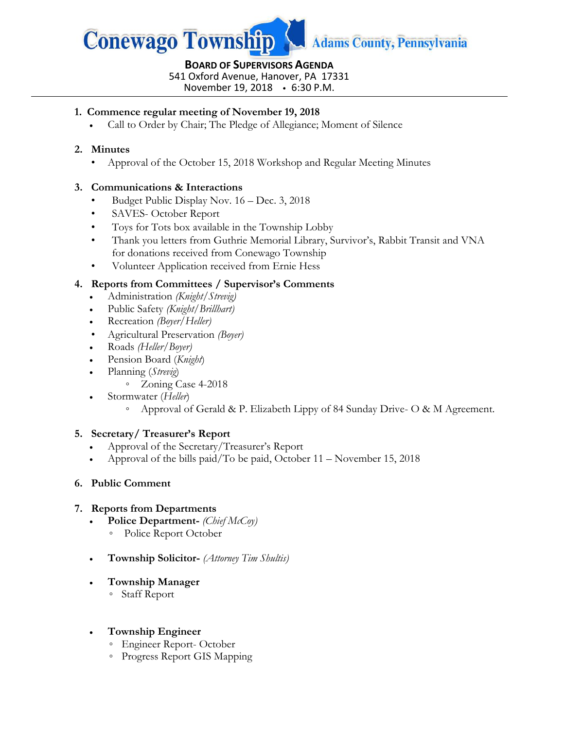# Conewago Township Adams County, Pennsylvania

**BOARD OF SUPERVISORS AGENDA**
541 Oxford Avenue, Hanover, PA 17331
November 19, 2018 • 6:30 P.M.

---

1. **Commence regular meeting of November 19, 2018**
   - Call to Order by Chair; The Pledge of Allegiance; Moment of Silence

2. **Minutes**
   - Approval of the October 15, 2018 Workshop and Regular Meeting Minutes

3. **Communications & Interactions**
   - Budget Public Display Nov. 16 – Dec. 3, 2018
   - SAVES- October Report
   - Toys for Tots box available in the Township Lobby
   - Thank you letters from Guthrie Memorial Library, Survivor's, Rabbit Transit and VNA for donations received from Conewago Township
   - Volunteer Application received from Ernie Hess

4. **Reports from Committees / Supervisor's Comments**
   - Administration *(Knight/Strevig)*
   - Public Safety *(Knight/Brillhart)*
   - Recreation *(Boyer/Heller)*
   - Agricultural Preservation *(Boyer)*
   - Roads *(Heller/Boyer)*
   - Pension Board (*Knight*)
   - Planning (*Strevig*)
     - Zoning Case 4-2018
   - Stormwater (*Heller*)
     - Approval of Gerald & P. Elizabeth Lippy of 84 Sunday Drive- O & M Agreement.

5. **Secretary/ Treasurer's Report**
   - Approval of the Secretary/Treasurer's Report
   - Approval of the bills paid/To be paid, October 11 – November 15, 2018

6. **Public Comment**

7. **Reports from Departments**
   - **Police Department-** *(Chief McCoy)*
     - Police Report October
   - **Township Solicitor-** *(Attorney Tim Shultis)*
   - **Township Manager**
     - Staff Report
   - **Township Engineer**
     - Engineer Report- October
     - Progress Report GIS Mapping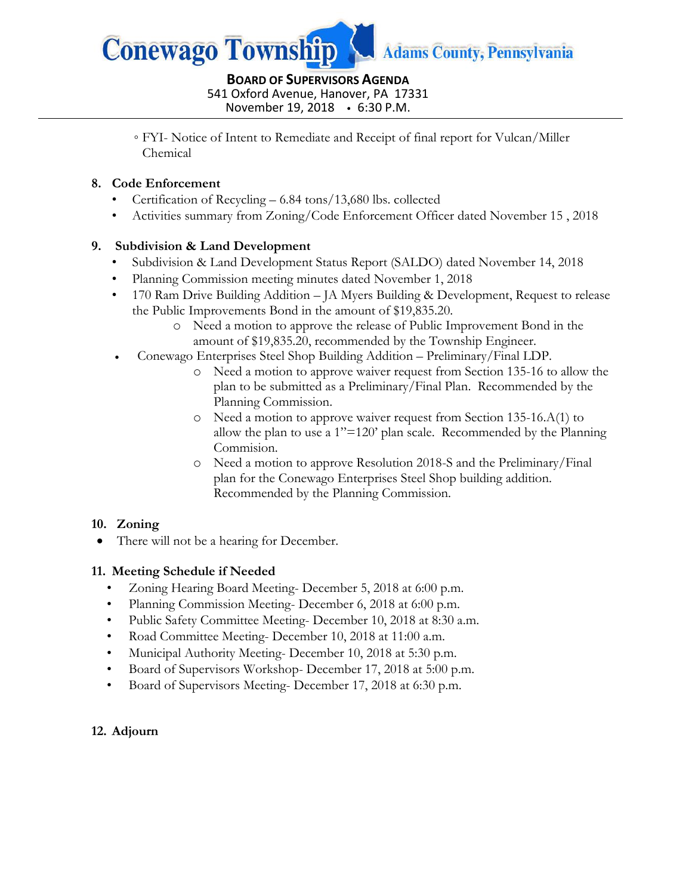- FYI- Notice of Intent to Remediate and Receipt of final report for Vulcan/Miller Chemical

**8. Code Enforcement**

- Certification of Recycling – 6.84 tons/13,680 lbs. collected
- Activities summary from Zoning/Code Enforcement Officer dated November 15 , 2018

**9. Subdivision & Land Development**

- Subdivision & Land Development Status Report (SALDO) dated November 14, 2018
- Planning Commission meeting minutes dated November 1, 2018
- 170 Ram Drive Building Addition – JA Myers Building & Development, Request to release the Public Improvements Bond in the amount of $19,835.20.
  - Need a motion to approve the release of Public Improvement Bond in the amount of $19,835.20, recommended by the Township Engineer.
- Conewago Enterprises Steel Shop Building Addition – Preliminary/Final LDP.
  - Need a motion to approve waiver request from Section 135-16 to allow the plan to be submitted as a Preliminary/Final Plan. Recommended by the Planning Commission.
  - Need a motion to approve waiver request from Section 135-16.A(1) to allow the plan to use a 1"=120' plan scale. Recommended by the Planning Commision.
  - Need a motion to approve Resolution 2018-S and the Preliminary/Final plan for the Conewago Enterprises Steel Shop building addition. Recommended by the Planning Commission.

**10. Zoning**

- There will not be a hearing for December.

**11. Meeting Schedule if Needed**

- Zoning Hearing Board Meeting- December 5, 2018 at 6:00 p.m.
- Planning Commission Meeting- December 6, 2018 at 6:00 p.m.
- Public Safety Committee Meeting- December 10, 2018 at 8:30 a.m.
- Road Committee Meeting- December 10, 2018 at 11:00 a.m.
- Municipal Authority Meeting- December 10, 2018 at 5:30 p.m.
- Board of Supervisors Workshop- December 17, 2018 at 5:00 p.m.
- Board of Supervisors Meeting- December 17, 2018 at 6:30 p.m.

**12. Adjourn**